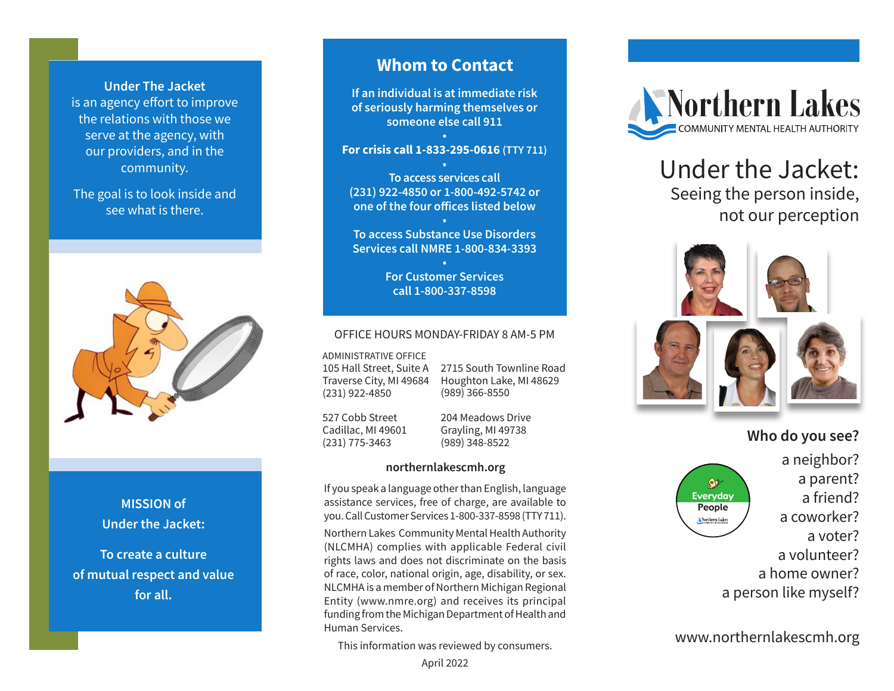**Under The Jacket** is an agency effort to improve the relations with those we serve at the agency, with our providers, and in the community.

The goal is to look inside and see what is there.

**MISSION of Under the Jacket:**

**To create a culture of mutual respect and value for all.**

## Whom to Contact

**If an individual is at immediate risk of seriously harming themselves or someone else call 911**

•

**For crisis call 1-833-295-0616** (TTY 711)

•

**To access services call (231) 922-4850 or 1-800-492-5742 or one of the four offices listed below**

•

**To access Substance Use Disorders Services call NMRE 1-800-834-3393**

•

**For Customer Services call 1-800-337-8598**

OFFICE HOURS MONDAY-FRIDAY 8 AM-5 PM

ADMINISTRATIVE OFFICE
105 Hall Street, Suite A
Traverse City, MI 49684
(231) 922-4850

2715 South Townline Road
Houghton Lake, MI 48629
(989) 366-8550

527 Cobb Street
Cadillac, MI 49601
(231) 775-3463

204 Meadows Drive
Grayling, MI 49738
(989) 348-8522

**northernlakescmh.org**

If you speak a language other than English, language assistance services, free of charge, are available to you. Call Customer Services 1-800-337-8598 (TTY 711).

Northern Lakes Community Mental Health Authority (NLCMHA) complies with applicable Federal civil rights laws and does not discriminate on the basis of race, color, national origin, age, disability, or sex. NLCMHA is a member of Northern Michigan Regional Entity (www.nmre.org) and receives its principal funding from the Michigan Department of Health and Human Services.

This information was reviewed by consumers.

April 2022

Northern Lakes
COMMUNITY MENTAL HEALTH AUTHORITY

# Under the Jacket:

## Seeing the person inside, not our perception

**Who do you see?**

a neighbor?
a parent?
a friend?
a coworker?
a voter?
a volunteer?
a home owner?
a person like myself?

Everyday People
Northern Lakes

www.northernlakescmh.org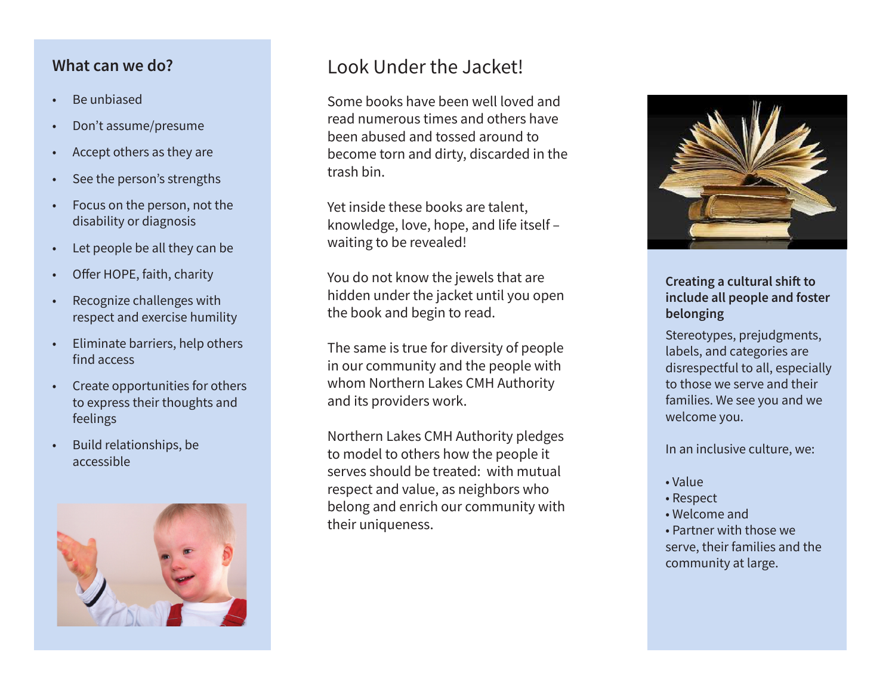## What can we do?

- Be unbiased
- Don't assume/presume
- Accept others as they are
- See the person's strengths
- Focus on the person, not the disability or diagnosis
- Let people be all they can be
- Offer HOPE, faith, charity
- Recognize challenges with respect and exercise humility
- Eliminate barriers, help others find access
- Create opportunities for others to express their thoughts and feelings
- Build relationships, be accessible

# Look Under the Jacket!

Some books have been well loved and read numerous times and others have been abused and tossed around to become torn and dirty, discarded in the trash bin.

Yet inside these books are talent, knowledge, love, hope, and life itself – waiting to be revealed!

You do not know the jewels that are hidden under the jacket until you open the book and begin to read.

The same is true for diversity of people in our community and the people with whom Northern Lakes CMH Authority and its providers work.

Northern Lakes CMH Authority pledges to model to others how the people it serves should be treated: with mutual respect and value, as neighbors who belong and enrich our community with their uniqueness.

**Creating a cultural shift to include all people and foster belonging**

Stereotypes, prejudgments, labels, and categories are disrespectful to all, especially to those we serve and their families. We see you and we welcome you.

In an inclusive culture, we:

- Value
- Respect
- Welcome and
- Partner with those we serve, their families and the community at large.